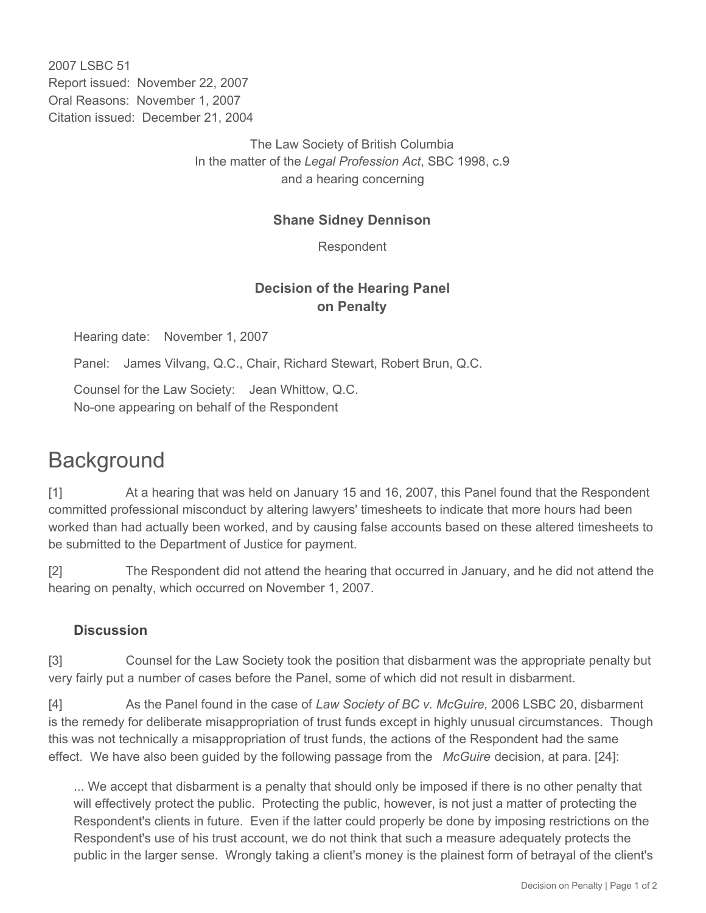2007 LSBC 51
Report issued: November 22, 2007
Oral Reasons: November 1, 2007
Citation issued: December 21, 2004

The Law Society of British Columbia
In the matter of the *Legal Profession Act*, SBC 1998, c.9
and a hearing concerning

**Shane Sidney Dennison**

Respondent

**Decision of the Hearing Panel on Penalty**

Hearing date: November 1, 2007

Panel: James Vilvang, Q.C., Chair, Richard Stewart, Robert Brun, Q.C.

Counsel for the Law Society: Jean Whittow, Q.C.
No-one appearing on behalf of the Respondent

# Background

[1] At a hearing that was held on January 15 and 16, 2007, this Panel found that the Respondent committed professional misconduct by altering lawyers' timesheets to indicate that more hours had been worked than had actually been worked, and by causing false accounts based on these altered timesheets to be submitted to the Department of Justice for payment.

[2] The Respondent did not attend the hearing that occurred in January, and he did not attend the hearing on penalty, which occurred on November 1, 2007.

## Discussion

[3] Counsel for the Law Society took the position that disbarment was the appropriate penalty but very fairly put a number of cases before the Panel, some of which did not result in disbarment.

[4] As the Panel found in the case of *Law Society of BC v. McGuire*, 2006 LSBC 20, disbarment is the remedy for deliberate misappropriation of trust funds except in highly unusual circumstances. Though this was not technically a misappropriation of trust funds, the actions of the Respondent had the same effect. We have also been guided by the following passage from the *McGuire* decision, at para. [24]:

> ... We accept that disbarment is a penalty that should only be imposed if there is no other penalty that will effectively protect the public. Protecting the public, however, is not just a matter of protecting the Respondent's clients in future. Even if the latter could properly be done by imposing restrictions on the Respondent's use of his trust account, we do not think that such a measure adequately protects the public in the larger sense. Wrongly taking a client's money is the plainest form of betrayal of the client's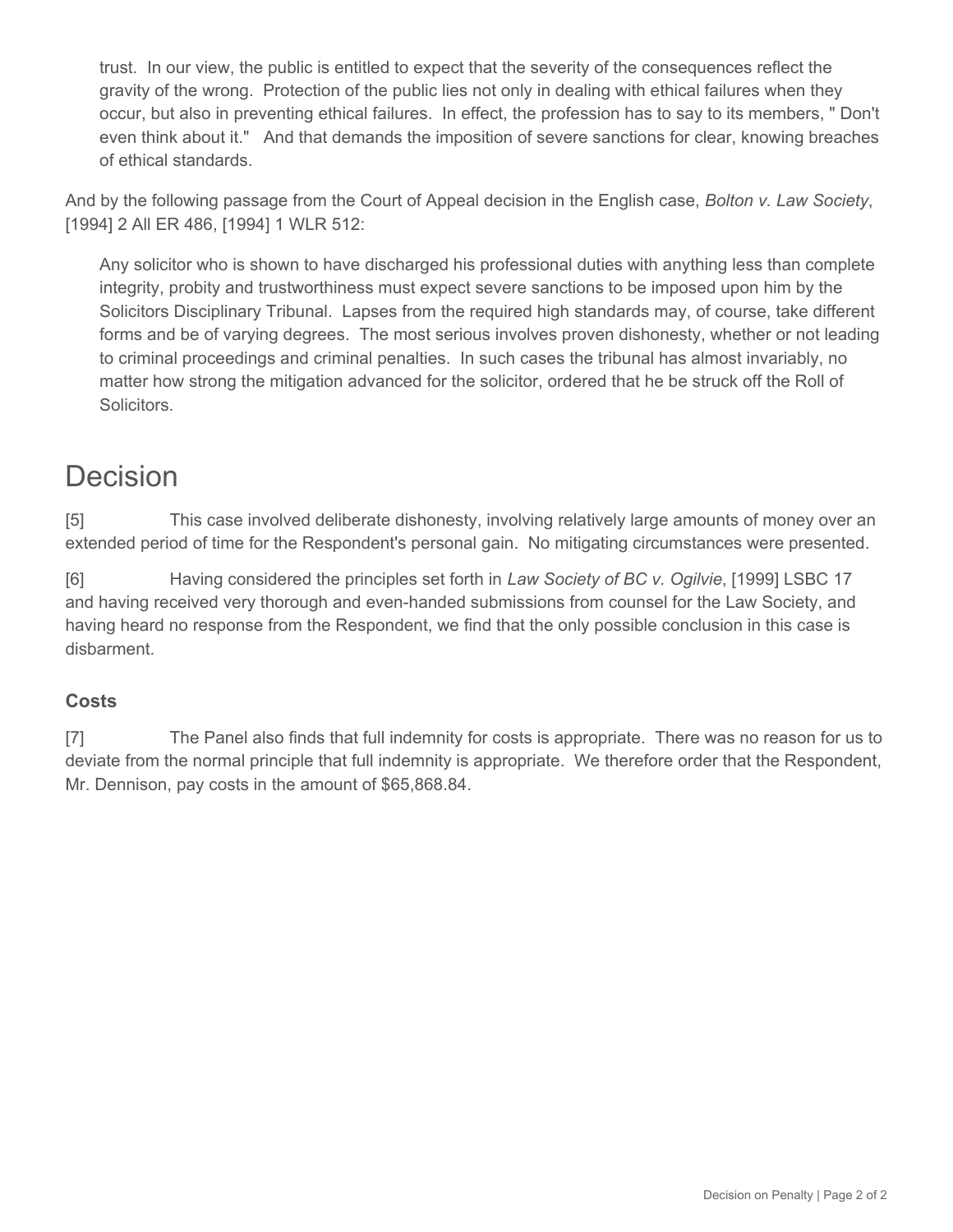> trust. In our view, the public is entitled to expect that the severity of the consequences reflect the gravity of the wrong. Protection of the public lies not only in dealing with ethical failures when they occur, but also in preventing ethical failures. In effect, the profession has to say to its members, " Don't even think about it." And that demands the imposition of severe sanctions for clear, knowing breaches of ethical standards.

And by the following passage from the Court of Appeal decision in the English case, *Bolton v. Law Society*, [1994] 2 All ER 486, [1994] 1 WLR 512:

> Any solicitor who is shown to have discharged his professional duties with anything less than complete integrity, probity and trustworthiness must expect severe sanctions to be imposed upon him by the Solicitors Disciplinary Tribunal. Lapses from the required high standards may, of course, take different forms and be of varying degrees. The most serious involves proven dishonesty, whether or not leading to criminal proceedings and criminal penalties. In such cases the tribunal has almost invariably, no matter how strong the mitigation advanced for the solicitor, ordered that he be struck off the Roll of Solicitors.

# Decision

[5] This case involved deliberate dishonesty, involving relatively large amounts of money over an extended period of time for the Respondent's personal gain. No mitigating circumstances were presented.

[6] Having considered the principles set forth in *Law Society of BC v. Ogilvie*, [1999] LSBC 17 and having received very thorough and even-handed submissions from counsel for the Law Society, and having heard no response from the Respondent, we find that the only possible conclusion in this case is disbarment.

### Costs

[7] The Panel also finds that full indemnity for costs is appropriate. There was no reason for us to deviate from the normal principle that full indemnity is appropriate. We therefore order that the Respondent, Mr. Dennison, pay costs in the amount of $65,868.84.